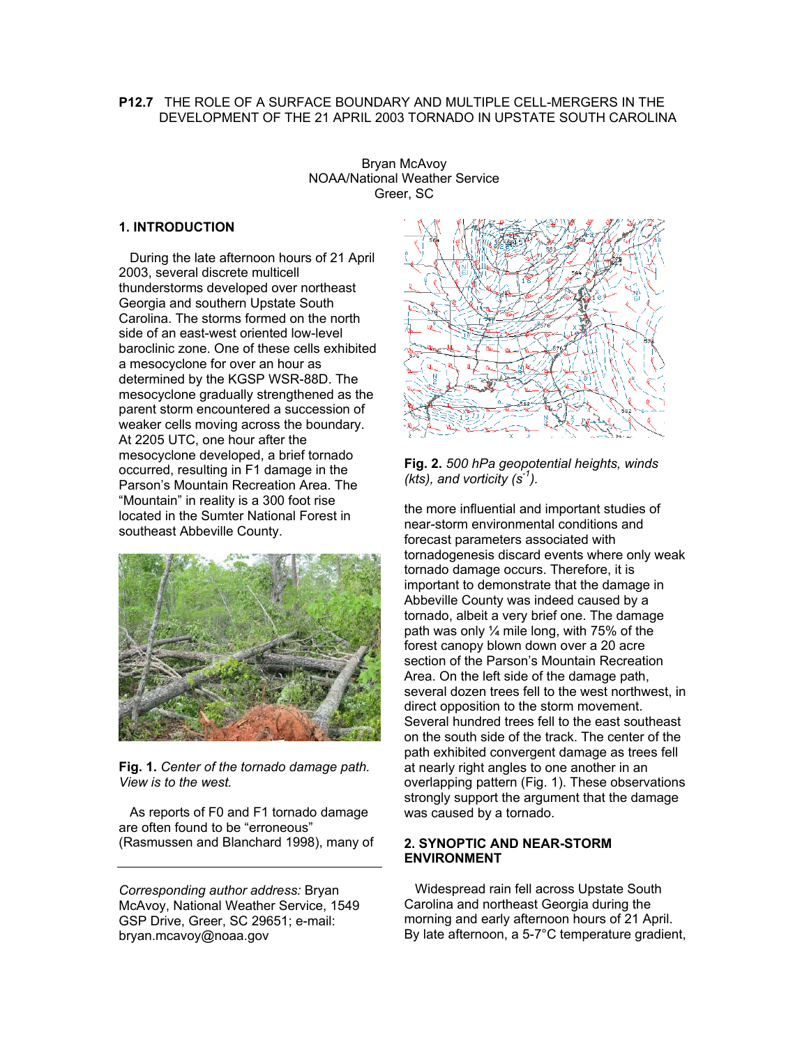**P12.7** THE ROLE OF A SURFACE BOUNDARY AND MULTIPLE CELL-MERGERS IN THE DEVELOPMENT OF THE 21 APRIL 2003 TORNADO IN UPSTATE SOUTH CAROLINA

Bryan McAvoy
NOAA/National Weather Service
Greer, SC

## 1. INTRODUCTION

During the late afternoon hours of 21 April 2003, several discrete multicell thunderstorms developed over northeast Georgia and southern Upstate South Carolina. The storms formed on the north side of an east-west oriented low-level baroclinic zone. One of these cells exhibited a mesocyclone for over an hour as determined by the KGSP WSR-88D. The mesocyclone gradually strengthened as the parent storm encountered a succession of weaker cells moving across the boundary. At 2205 UTC, one hour after the mesocyclone developed, a brief tornado occurred, resulting in F1 damage in the Parson's Mountain Recreation Area. The "Mountain" in reality is a 300 foot rise located in the Sumter National Forest in southeast Abbeville County.

**Fig. 1.** *Center of the tornado damage path. View is to the west.*

As reports of F0 and F1 tornado damage are often found to be "erroneous" (Rasmussen and Blanchard 1998), many of the more influential and important studies of near-storm environmental conditions and forecast parameters associated with tornadogenesis discard events where only weak tornado damage occurs. Therefore, it is important to demonstrate that the damage in Abbeville County was indeed caused by a tornado, albeit a very brief one. The damage path was only ¼ mile long, with 75% of the forest canopy blown down over a 20 acre section of the Parson's Mountain Recreation Area. On the left side of the damage path, several dozen trees fell to the west northwest, in direct opposition to the storm movement. Several hundred trees fell to the east southeast on the south side of the track. The center of the path exhibited convergent damage as trees fell at nearly right angles to one another in an overlapping pattern (Fig. 1). These observations strongly support the argument that the damage was caused by a tornado.

**Fig. 2.** *500 hPa geopotential heights, winds (kts), and vorticity ($s^{-1}$).*

## 2. SYNOPTIC AND NEAR-STORM ENVIRONMENT

Widespread rain fell across Upstate South Carolina and northeast Georgia during the morning and early afternoon hours of 21 April. By late afternoon, a 5-7°C temperature gradient,

*Corresponding author address:* Bryan McAvoy, National Weather Service, 1549 GSP Drive, Greer, SC 29651; e-mail: bryan.mcavoy@noaa.gov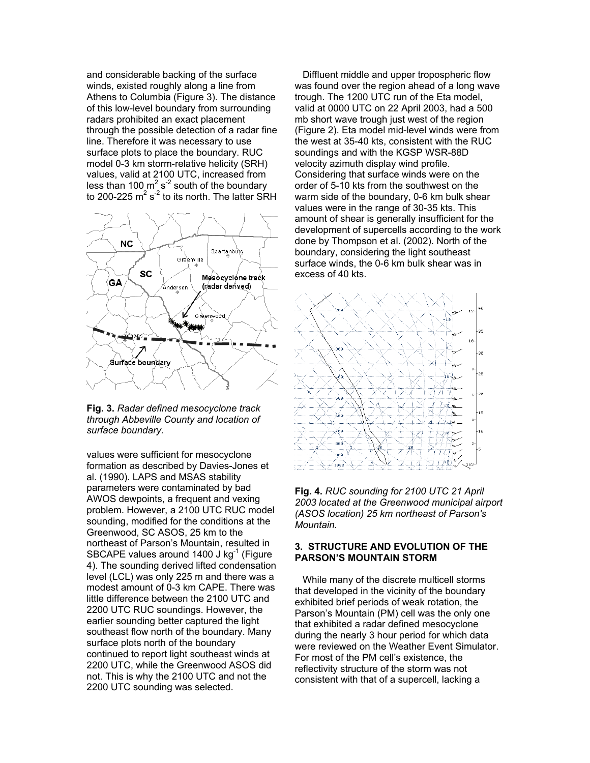and considerable backing of the surface winds, existed roughly along a line from Athens to Columbia (Figure 3). The distance of this low-level boundary from surrounding radars prohibited an exact placement through the possible detection of a radar fine line. Therefore it was necessary to use surface plots to place the boundary. RUC model 0-3 km storm-relative helicity (SRH) values, valid at 2100 UTC, increased from less than 100 $m^2 s^{-2}$ south of the boundary to 200-225 $m^2 s^{-2}$ to its north. The latter SRH values were sufficient for mesocyclone formation as described by Davies-Jones et al. (1990). LAPS and MSAS stability parameters were contaminated by bad AWOS dewpoints, a frequent and vexing problem. However, a 2100 UTC RUC model sounding, modified for the conditions at the Greenwood, SC ASOS, 25 km to the northeast of Parson's Mountain, resulted in SBCAPE values around 1400 J $kg^{-1}$ (Figure 4). The sounding derived lifted condensation level (LCL) was only 225 m and there was a modest amount of 0-3 km CAPE. There was little difference between the 2100 UTC and 2200 UTC RUC soundings. However, the earlier sounding better captured the light southeast flow north of the boundary. Many surface plots north of the boundary continued to report light southeast winds at 2200 UTC, while the Greenwood ASOS did not. This is why the 2100 UTC and not the 2200 UTC sounding was selected.

**Fig. 3.** *Radar defined mesocyclone track through Abbeville County and location of surface boundary.*

Diffluent middle and upper tropospheric flow was found over the region ahead of a long wave trough. The 1200 UTC run of the Eta model, valid at 0000 UTC on 22 April 2003, had a 500 mb short wave trough just west of the region (Figure 2). Eta model mid-level winds were from the west at 35-40 kts, consistent with the RUC soundings and with the KGSP WSR-88D velocity azimuth display wind profile. Considering that surface winds were on the order of 5-10 kts from the southwest on the warm side of the boundary, 0-6 km bulk shear values were in the range of 30-35 kts. This amount of shear is generally insufficient for the development of supercells according to the work done by Thompson et al. (2002). North of the boundary, considering the light southeast surface winds, the 0-6 km bulk shear was in excess of 40 kts.

**Fig. 4.** *RUC sounding for 2100 UTC 21 April 2003 located at the Greenwood municipal airport (ASOS location) 25 km northeast of Parson's Mountain.*

### 3. STRUCTURE AND EVOLUTION OF THE PARSON'S MOUNTAIN STORM

While many of the discrete multicell storms that developed in the vicinity of the boundary exhibited brief periods of weak rotation, the Parson's Mountain (PM) cell was the only one that exhibited a radar defined mesocyclone during the nearly 3 hour period for which data were reviewed on the Weather Event Simulator. For most of the PM cell's existence, the reflectivity structure of the storm was not consistent with that of a supercell, lacking a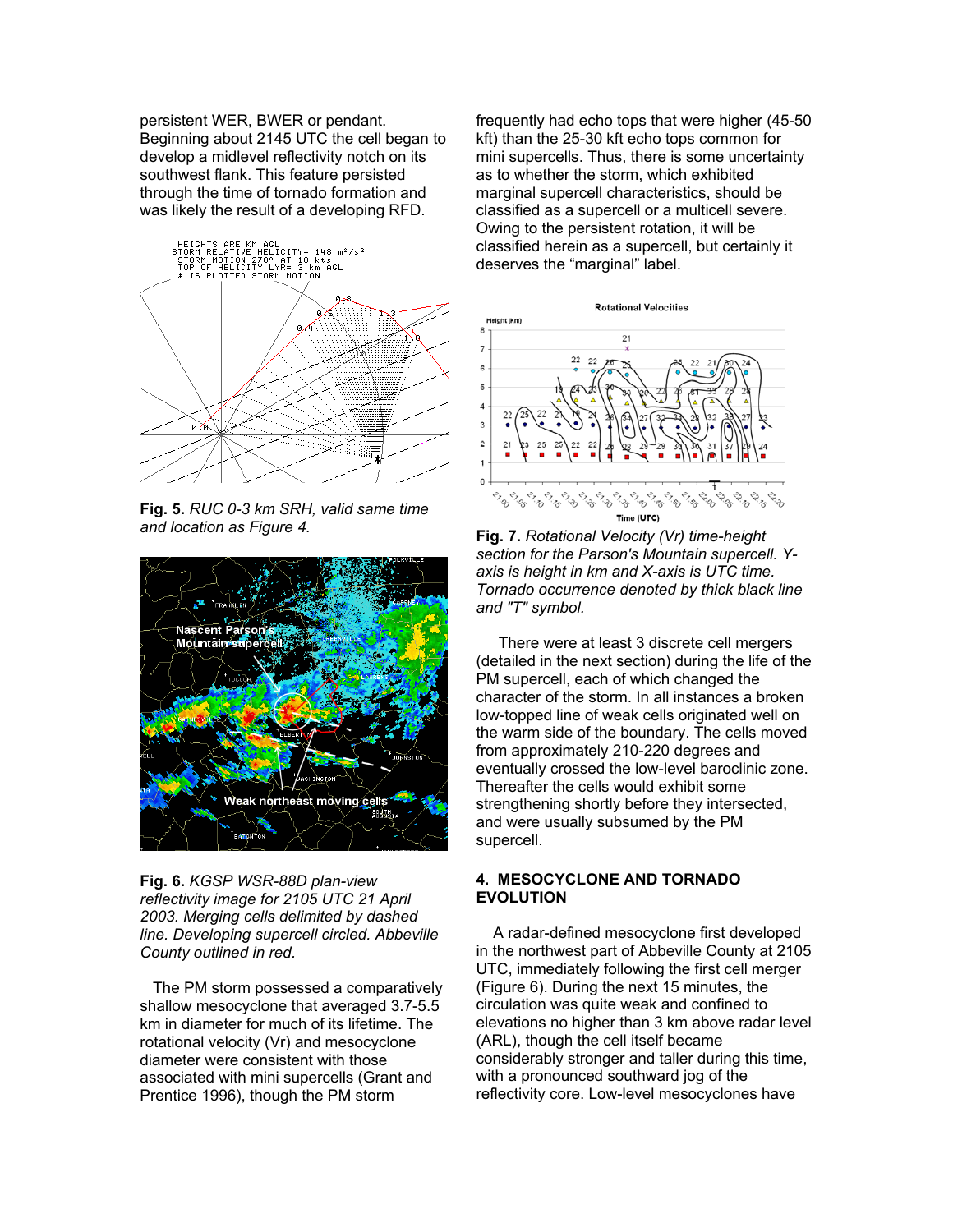persistent WER, BWER or pendant. Beginning about 2145 UTC the cell began to develop a midlevel reflectivity notch on its southwest flank. This feature persisted through the time of tornado formation and was likely the result of a developing RFD.

**Fig. 5.** *RUC 0-3 km SRH, valid same time and location as Figure 4.*

**Fig. 6.** *KGSP WSR-88D plan-view reflectivity image for 2105 UTC 21 April 2003. Merging cells delimited by dashed line. Developing supercell circled. Abbeville County outlined in red.*

The PM storm possessed a comparatively shallow mesocyclone that averaged 3.7-5.5 km in diameter for much of its lifetime. The rotational velocity (Vr) and mesocyclone diameter were consistent with those associated with mini supercells (Grant and Prentice 1996), though the PM storm frequently had echo tops that were higher (45-50 kft) than the 25-30 kft echo tops common for mini supercells. Thus, there is some uncertainty as to whether the storm, which exhibited marginal supercell characteristics, should be classified as a supercell or a multicell severe. Owing to the persistent rotation, it will be classified herein as a supercell, but certainly it deserves the "marginal" label.

**Fig. 7.** *Rotational Velocity (Vr) time-height section for the Parson's Mountain supercell. Y-axis is height in km and X-axis is UTC time. Tornado occurrence denoted by thick black line and "T" symbol.*

There were at least 3 discrete cell mergers (detailed in the next section) during the life of the PM supercell, each of which changed the character of the storm. In all instances a broken low-topped line of weak cells originated well on the warm side of the boundary. The cells moved from approximately 210-220 degrees and eventually crossed the low-level baroclinic zone. Thereafter the cells would exhibit some strengthening shortly before they intersected, and were usually subsumed by the PM supercell.

## 4. MESOCYCLONE AND TORNADO EVOLUTION

A radar-defined mesocyclone first developed in the northwest part of Abbeville County at 2105 UTC, immediately following the first cell merger (Figure 6). During the next 15 minutes, the circulation was quite weak and confined to elevations no higher than 3 km above radar level (ARL), though the cell itself became considerably stronger and taller during this time, with a pronounced southward jog of the reflectivity core. Low-level mesocyclones have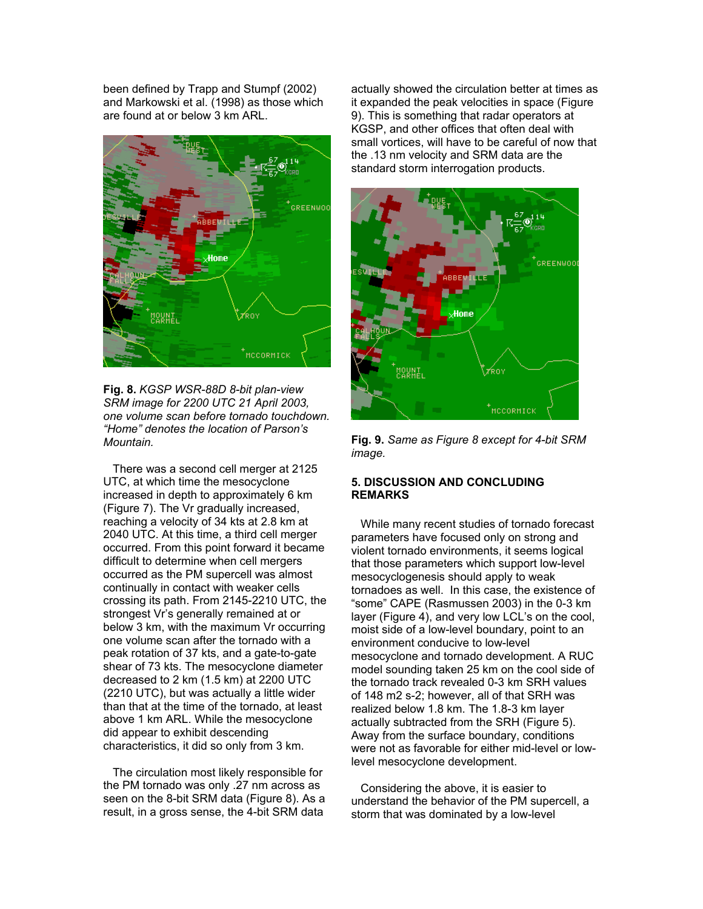been defined by Trapp and Stumpf (2002) and Markowski et al. (1998) as those which are found at or below 3 km ARL.

**Fig. 8.** *KGSP WSR-88D 8-bit plan-view SRM image for 2200 UTC 21 April 2003, one volume scan before tornado touchdown. "Home" denotes the location of Parson's Mountain.*

There was a second cell merger at 2125 UTC, at which time the mesocyclone increased in depth to approximately 6 km (Figure 7). The Vr gradually increased, reaching a velocity of 34 kts at 2.8 km at 2040 UTC. At this time, a third cell merger occurred. From this point forward it became difficult to determine when cell mergers occurred as the PM supercell was almost continually in contact with weaker cells crossing its path. From 2145-2210 UTC, the strongest Vr's generally remained at or below 3 km, with the maximum Vr occurring one volume scan after the tornado with a peak rotation of 37 kts, and a gate-to-gate shear of 73 kts. The mesocyclone diameter decreased to 2 km (1.5 km) at 2200 UTC (2210 UTC), but was actually a little wider than that at the time of the tornado, at least above 1 km ARL. While the mesocyclone did appear to exhibit descending characteristics, it did so only from 3 km.

The circulation most likely responsible for the PM tornado was only .27 nm across as seen on the 8-bit SRM data (Figure 8). As a result, in a gross sense, the 4-bit SRM data actually showed the circulation better at times as it expanded the peak velocities in space (Figure 9). This is something that radar operators at KGSP, and other offices that often deal with small vortices, will have to be careful of now that the .13 nm velocity and SRM data are the standard storm interrogation products.

**Fig. 9.** *Same as Figure 8 except for 4-bit SRM image.*

## 5. DISCUSSION AND CONCLUDING REMARKS

While many recent studies of tornado forecast parameters have focused only on strong and violent tornado environments, it seems logical that those parameters which support low-level mesocyclogenesis should apply to weak tornadoes as well. In this case, the existence of "some" CAPE (Rasmussen 2003) in the 0-3 km layer (Figure 4), and very low LCL's on the cool, moist side of a low-level boundary, point to an environment conducive to low-level mesocyclone and tornado development. A RUC model sounding taken 25 km on the cool side of the tornado track revealed 0-3 km SRH values of 148 $m^2 s^{-2}$; however, all of that SRH was realized below 1.8 km. The 1.8-3 km layer actually subtracted from the SRH (Figure 5). Away from the surface boundary, conditions were not as favorable for either mid-level or low-level mesocyclone development.

Considering the above, it is easier to understand the behavior of the PM supercell, a storm that was dominated by a low-level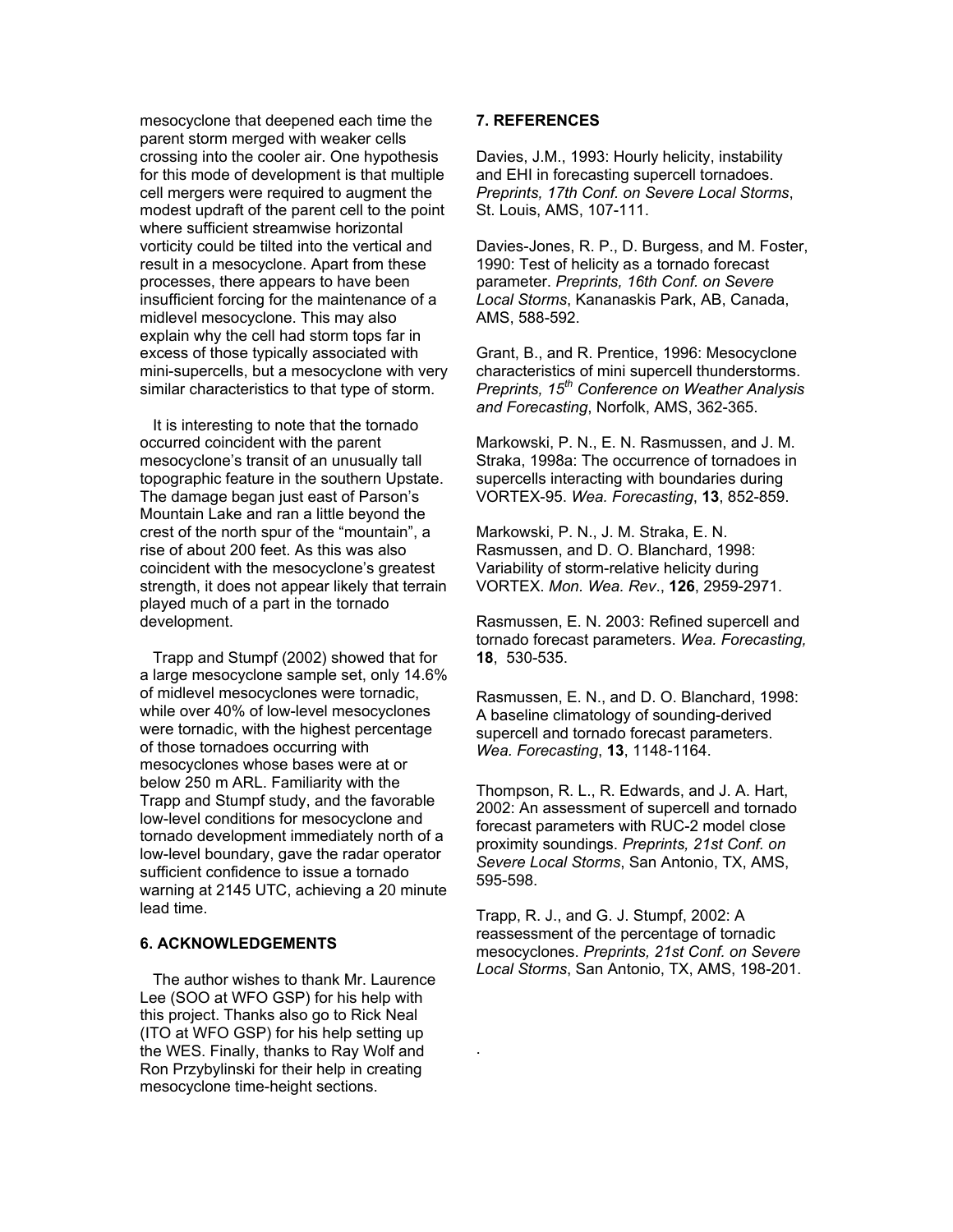mesocyclone that deepened each time the parent storm merged with weaker cells crossing into the cooler air. One hypothesis for this mode of development is that multiple cell mergers were required to augment the modest updraft of the parent cell to the point where sufficient streamwise horizontal vorticity could be tilted into the vertical and result in a mesocyclone. Apart from these processes, there appears to have been insufficient forcing for the maintenance of a midlevel mesocyclone. This may also explain why the cell had storm tops far in excess of those typically associated with mini-supercells, but a mesocyclone with very similar characteristics to that type of storm.

It is interesting to note that the tornado occurred coincident with the parent mesocyclone's transit of an unusually tall topographic feature in the southern Upstate. The damage began just east of Parson's Mountain Lake and ran a little beyond the crest of the north spur of the "mountain", a rise of about 200 feet. As this was also coincident with the mesocyclone's greatest strength, it does not appear likely that terrain played much of a part in the tornado development.

Trapp and Stumpf (2002) showed that for a large mesocyclone sample set, only 14.6% of midlevel mesocyclones were tornadic, while over 40% of low-level mesocyclones were tornadic, with the highest percentage of those tornadoes occurring with mesocyclones whose bases were at or below 250 m ARL. Familiarity with the Trapp and Stumpf study, and the favorable low-level conditions for mesocyclone and tornado development immediately north of a low-level boundary, gave the radar operator sufficient confidence to issue a tornado warning at 2145 UTC, achieving a 20 minute lead time.

## 6. ACKNOWLEDGEMENTS

The author wishes to thank Mr. Laurence Lee (SOO at WFO GSP) for his help with this project. Thanks also go to Rick Neal (ITO at WFO GSP) for his help setting up the WES. Finally, thanks to Ray Wolf and Ron Przybylinski for their help in creating mesocyclone time-height sections.

## 7. REFERENCES

Davies, J.M., 1993: Hourly helicity, instability and EHI in forecasting supercell tornadoes. *Preprints, 17th Conf. on Severe Local Storms*, St. Louis, AMS, 107-111.

Davies-Jones, R. P., D. Burgess, and M. Foster, 1990: Test of helicity as a tornado forecast parameter. *Preprints, 16th Conf. on Severe Local Storms*, Kananaskis Park, AB, Canada, AMS, 588-592.

Grant, B., and R. Prentice, 1996: Mesocyclone characteristics of mini supercell thunderstorms. *Preprints, 15th Conference on Weather Analysis and Forecasting*, Norfolk, AMS, 362-365.

Markowski, P. N., E. N. Rasmussen, and J. M. Straka, 1998a: The occurrence of tornadoes in supercells interacting with boundaries during VORTEX-95. *Wea. Forecasting*, **13**, 852-859.

Markowski, P. N., J. M. Straka, E. N. Rasmussen, and D. O. Blanchard, 1998: Variability of storm-relative helicity during VORTEX. *Mon. Wea. Rev*., **126**, 2959-2971.

Rasmussen, E. N. 2003: Refined supercell and tornado forecast parameters. *Wea. Forecasting,* **18**, 530-535.

Rasmussen, E. N., and D. O. Blanchard, 1998: A baseline climatology of sounding-derived supercell and tornado forecast parameters. *Wea. Forecasting*, **13**, 1148-1164.

Thompson, R. L., R. Edwards, and J. A. Hart, 2002: An assessment of supercell and tornado forecast parameters with RUC-2 model close proximity soundings. *Preprints, 21st Conf. on Severe Local Storms*, San Antonio, TX, AMS, 595-598.

Trapp, R. J., and G. J. Stumpf, 2002: A reassessment of the percentage of tornadic mesocyclones. *Preprints, 21st Conf. on Severe Local Storms*, San Antonio, TX, AMS, 198-201.